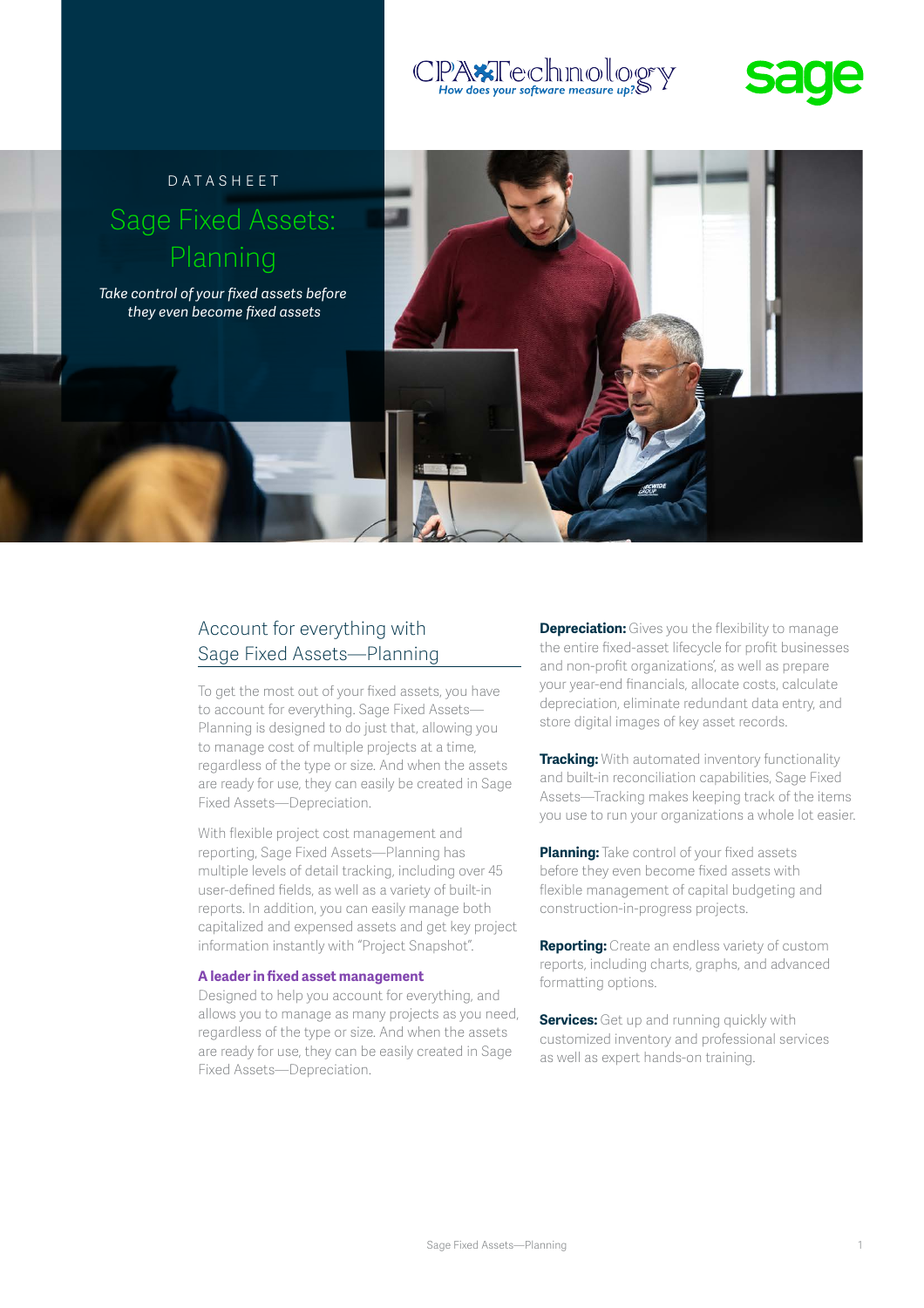DATASHEET

# Sage Fixed Assets: Planning

*Take control of your fixed assets before they even become fixed assets*

## Account for everything with Sage Fixed Assets—Planning

To get the most out of your fixed assets, you have to account for everything. Sage Fixed Assets—Planning is designed to do just that, allowing you to manage cost of multiple projects at a time, regardless of the type or size. And when the assets are ready for use, they can easily be created in Sage Fixed Assets—Depreciation.

With flexible project cost management and reporting, Sage Fixed Assets—Planning has multiple levels of detail tracking, including over 45 user-defined fields, as well as a variety of built-in reports. In addition, you can easily manage both capitalized and expensed assets and get key project information instantly with "Project Snapshot".

### A leader in fixed asset management

Designed to help you account for everything, and allows you to manage as many projects as you need, regardless of the type or size. And when the assets are ready for use, they can be easily created in Sage Fixed Assets—Depreciation.

**Depreciation:** Gives you the flexibility to manage the entire fixed-asset lifecycle for profit businesses and non-profit organizations', as well as prepare your year-end financials, allocate costs, calculate depreciation, eliminate redundant data entry, and store digital images of key asset records.

**Tracking:** With automated inventory functionality and built-in reconciliation capabilities, Sage Fixed Assets—Tracking makes keeping track of the items you use to run your organizations a whole lot easier.

**Planning:** Take control of your fixed assets before they even become fixed assets with flexible management of capital budgeting and construction-in-progress projects.

**Reporting:** Create an endless variety of custom reports, including charts, graphs, and advanced formatting options.

**Services:** Get up and running quickly with customized inventory and professional services as well as expert hands-on training.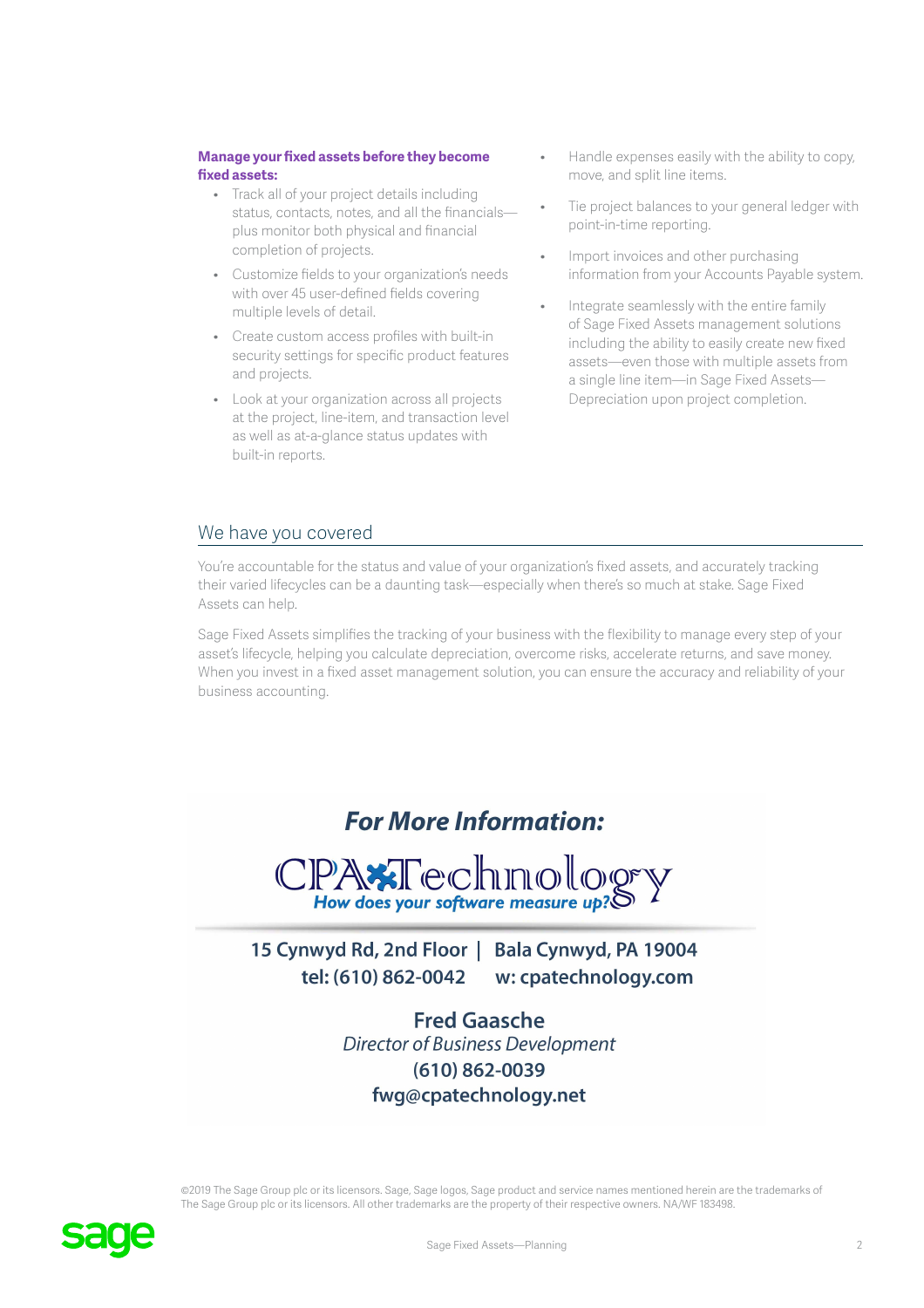**Manage your fixed assets before they become fixed assets:**

- Track all of your project details including status, contacts, notes, and all the financials—plus monitor both physical and financial completion of projects.
- Customize fields to your organization's needs with over 45 user-defined fields covering multiple levels of detail.
- Create custom access profiles with built-in security settings for specific product features and projects.
- Look at your organization across all projects at the project, line-item, and transaction level as well as at-a-glance status updates with built-in reports.
- Handle expenses easily with the ability to copy, move, and split line items.
- Tie project balances to your general ledger with point-in-time reporting.
- Import invoices and other purchasing information from your Accounts Payable system.
- Integrate seamlessly with the entire family of Sage Fixed Assets management solutions including the ability to easily create new fixed assets—even those with multiple assets from a single line item—in Sage Fixed Assets—Depreciation upon project completion.

## We have you covered

You're accountable for the status and value of your organization's fixed assets, and accurately tracking their varied lifecycles can be a daunting task—especially when there's so much at stake. Sage Fixed Assets can help.

Sage Fixed Assets simplifies the tracking of your business with the flexibility to manage every step of your asset's lifecycle, helping you calculate depreciation, overcome risks, accelerate returns, and save money. When you invest in a fixed asset management solution, you can ensure the accuracy and reliability of your business accounting.

## *For More Information:*

CPA Technology
*How does your software measure up?*

**15 Cynwyd Rd, 2nd Floor | Bala Cynwyd, PA 19004**
**tel: (610) 862-0042 w: cpatechnology.com**

**Fred Gaasche**
*Director of Business Development*
**(610) 862-0039**
**fwg@cpatechnology.net**

©2019 The Sage Group plc or its licensors. Sage, Sage logos, Sage product and service names mentioned herein are the trademarks of The Sage Group plc or its licensors. All other trademarks are the property of their respective owners. NA/WF 183498.